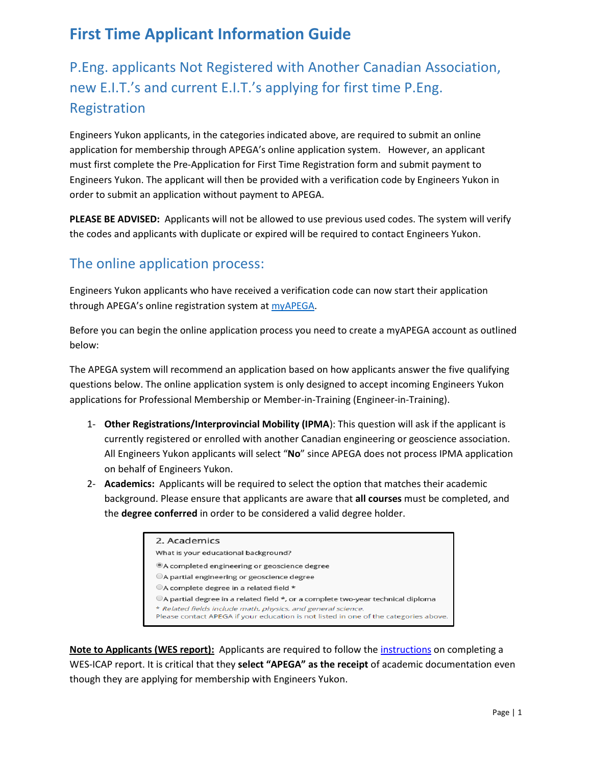# First Time Applicant Information Guide

## P.Eng. applicants Not Registered with Another Canadian Association, new E.I.T.'s and current E.I.T.'s applying for first time P.Eng. Registration

Engineers Yukon applicants, in the categories indicated above, are required to submit an online application for membership through APEGA's online application system. However, an applicant must first complete the Pre-Application for First Time Registration form and submit payment to Engineers Yukon. The applicant will then be provided with a verification code by Engineers Yukon in order to submit an application without payment to APEGA.

**PLEASE BE ADVISED:** Applicants will not be allowed to use previous used codes. The system will verify the codes and applicants with duplicate or expired will be required to contact Engineers Yukon.

## The online application process:

Engineers Yukon applicants who have received a verification code can now start their application through APEGA's online registration system at [myAPEGA]().

Before you can begin the online application process you need to create a myAPEGA account as outlined below:

The APEGA system will recommend an application based on how applicants answer the five qualifying questions below. The online application system is only designed to accept incoming Engineers Yukon applications for Professional Membership or Member-in-Training (Engineer-in-Training).

1- **Other Registrations/Interprovincial Mobility (IPMA**): This question will ask if the applicant is currently registered or enrolled with another Canadian engineering or geoscience association. All Engineers Yukon applicants will select "**No**" since APEGA does not process IPMA application on behalf of Engineers Yukon.

2- **Academics:** Applicants will be required to select the option that matches their academic background. Please ensure that applicants are aware that **all courses** must be completed, and the **degree conferred** in order to be considered a valid degree holder.

> 2. Academics
>
> What is your educational background?
>
> - (●) A completed engineering or geoscience degree
> - ( ) A partial engineering or geoscience degree
> - ( ) A complete degree in a related field *
> - ( ) A partial degree in a related field *, or a complete two-year technical diploma
>
> * *Related fields include math, physics, and general science.*
>
> Please contact APEGA if your education is not listed in one of the categories above.

**Note to Applicants (WES report):** Applicants are required to follow the [instructions]() on completing a WES-ICAP report. It is critical that they **select "APEGA" as the receipt** of academic documentation even though they are applying for membership with Engineers Yukon.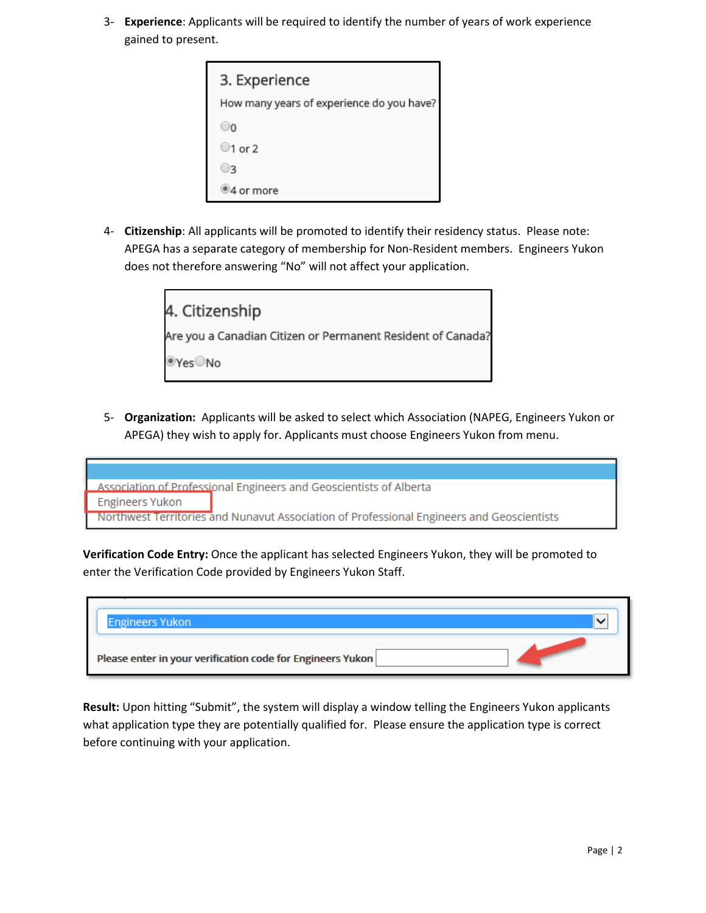3- **Experience**: Applicants will be required to identify the number of years of work experience gained to present.

3. Experience

How many years of experience do you have?

- 0
- 1 or 2
- 3
- 4 or more

4- **Citizenship**: All applicants will be promoted to identify their residency status. Please note: APEGA has a separate category of membership for Non-Resident members. Engineers Yukon does not therefore answering "No" will not affect your application.

4. Citizenship

Are you a Canadian Citizen or Permanent Resident of Canada?

Yes No

5- **Organization:** Applicants will be asked to select which Association (NAPEG, Engineers Yukon or APEGA) they wish to apply for. Applicants must choose Engineers Yukon from menu.

Association of Professional Engineers and Geoscientists of Alberta
Engineers Yukon
Northwest Territories and Nunavut Association of Professional Engineers and Geoscientists

**Verification Code Entry:** Once the applicant has selected Engineers Yukon, they will be promoted to enter the Verification Code provided by Engineers Yukon Staff.

Engineers Yukon

Please enter in your verification code for Engineers Yukon

**Result:** Upon hitting "Submit", the system will display a window telling the Engineers Yukon applicants what application type they are potentially qualified for. Please ensure the application type is correct before continuing with your application.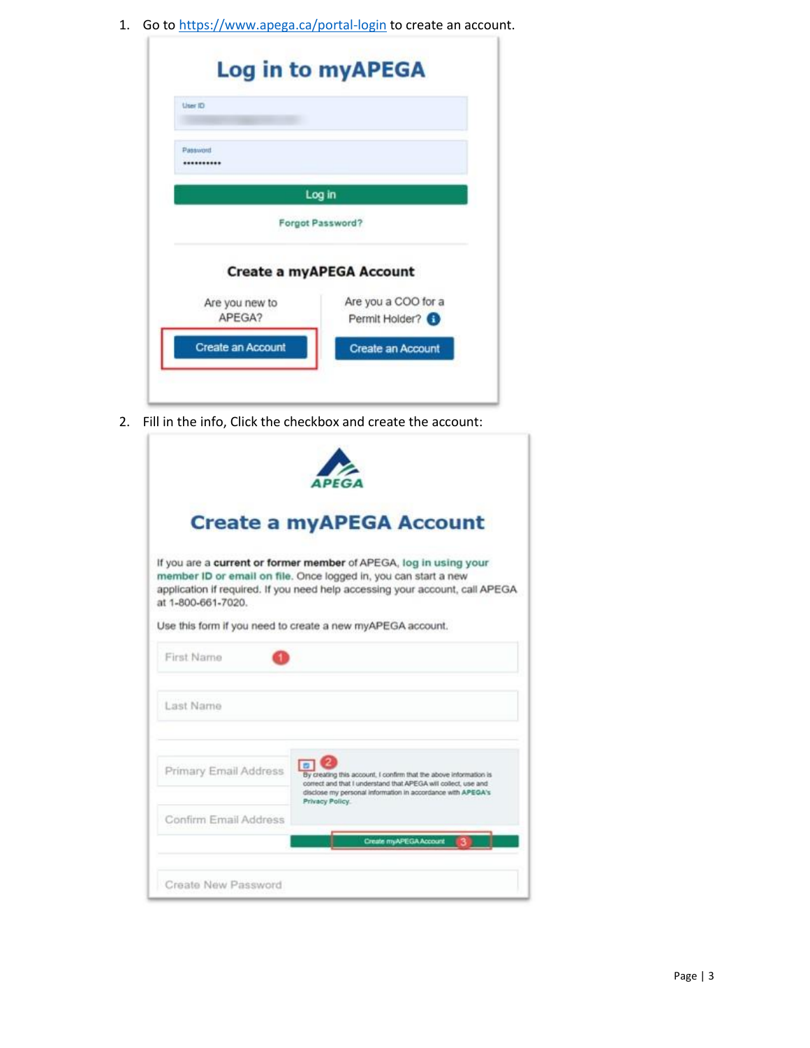1. Go to https://www.apega.ca/portal-login to create an account.

2. Fill in the info, Click the checkbox and create the account: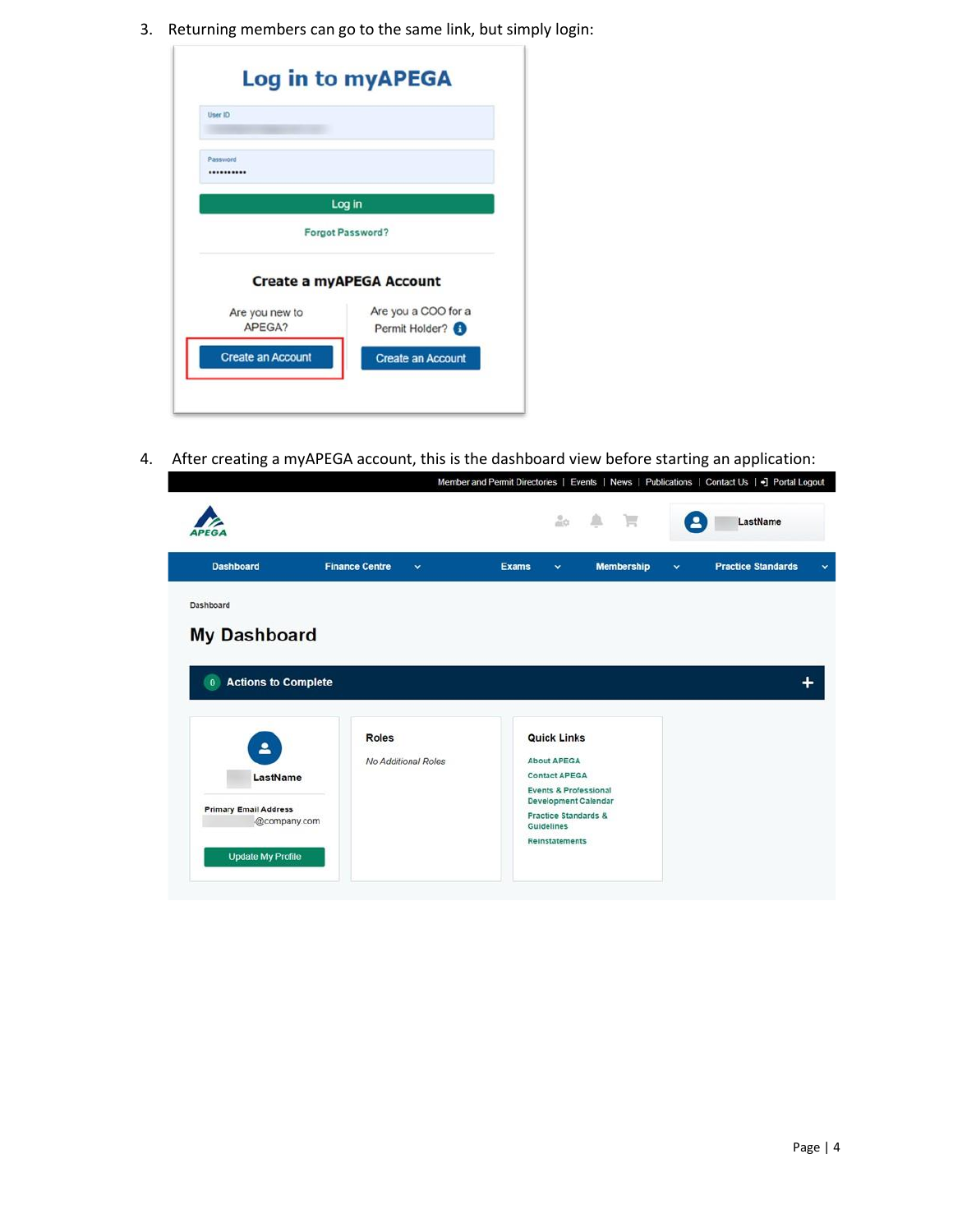3. Returning members can go to the same link, but simply login:

Log in to myAPEGA

User ID

Password

Log in

Forgot Password?

Create a myAPEGA Account

Are you new to APEGA?

Create an Account

Are you a COO for a Permit Holder?

Create an Account

4. After creating a myAPEGA account, this is the dashboard view before starting an application:

Member and Permit Directories | Events | News | Publications | Contact Us | Portal Logout

APEGA

LastName

Dashboard | Finance Centre | Exams | Membership | Practice Standards

Dashboard

My Dashboard

0 Actions to Complete

LastName

Primary Email Address
@company.com

Update My Profile

Roles

*No Additional Roles*

Quick Links

About APEGA
Contact APEGA
Events & Professional Development Calendar
Practice Standards & Guidelines
Reinstatements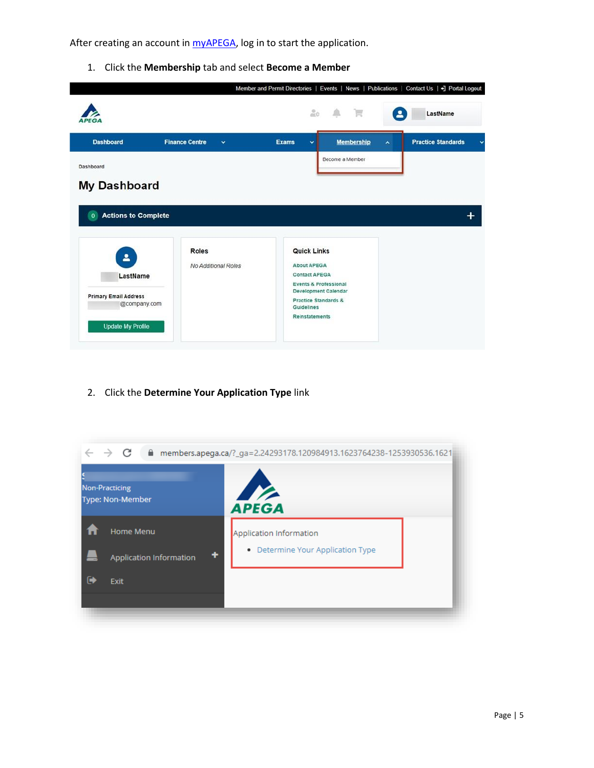After creating an account in [myAPEGA](https://myapega), log in to start the application.

1. Click the **Membership** tab and select **Become a Member**

2. Click the **Determine Your Application Type** link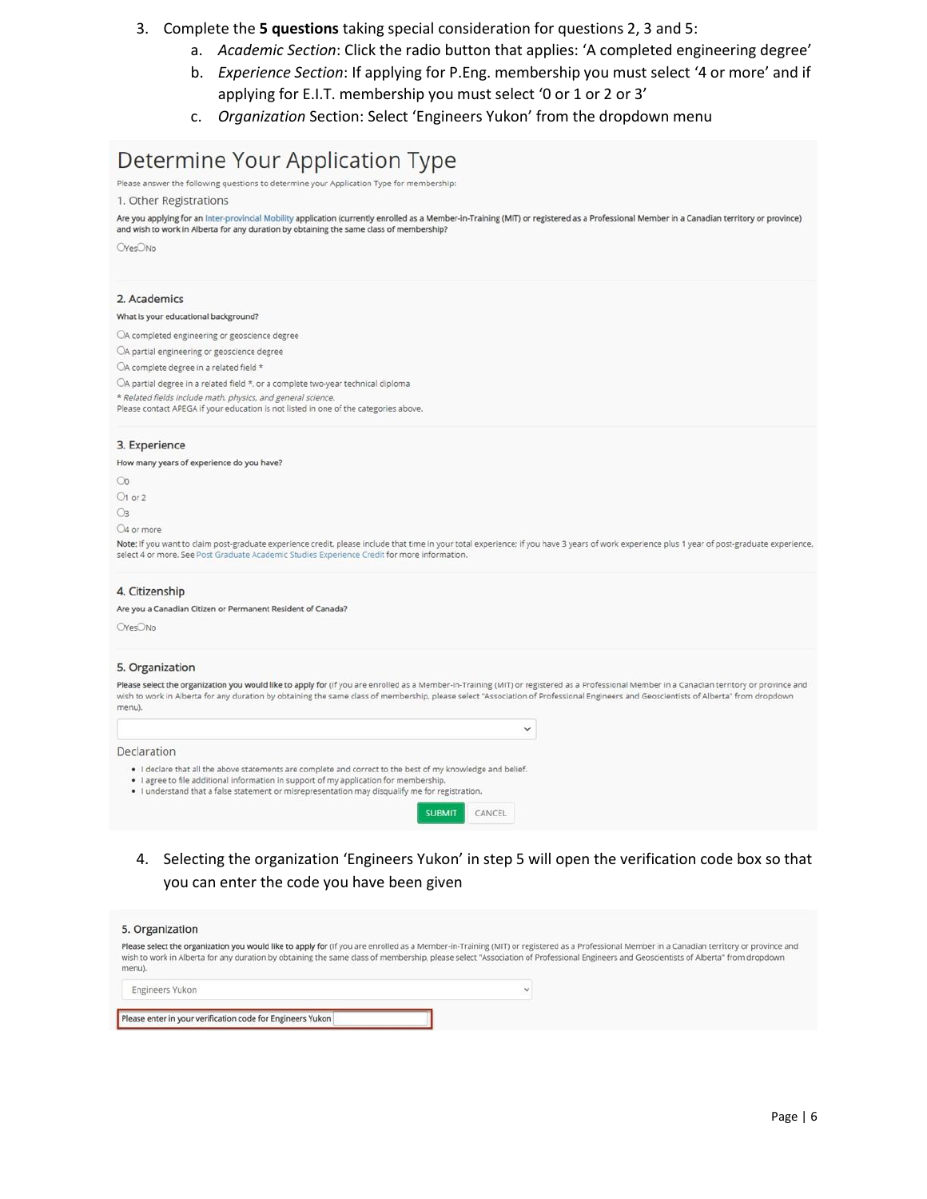3. Complete the **5 questions** taking special consideration for questions 2, 3 and 5:
   a. *Academic Section*: Click the radio button that applies: 'A completed engineering degree'
   b. *Experience Section*: If applying for P.Eng. membership you must select '4 or more' and if applying for E.I.T. membership you must select '0 or 1 or 2 or 3'
   c. *Organization* Section: Select 'Engineers Yukon' from the dropdown menu

## Determine Your Application Type

Please answer the following questions to determine your Application Type for membership:

### 1. Other Registrations

**Are you applying for an Inter-provincial Mobility application (currently enrolled as a Member-in-Training (MIT) or registered as a Professional Member in a Canadian territory or province) and wish to work in Alberta for any duration by obtaining the same class of membership?**

○Yes○No

### 2. Academics

**What is your educational background?**

○A completed engineering or geoscience degree

○A partial engineering or geoscience degree

○A complete degree in a related field *

○A partial degree in a related field *, or a complete two-year technical diploma

*\* Related fields include math, physics, and general science.*

Please contact APEGA if your education is not listed in one of the categories above.

### 3. Experience

**How many years of experience do you have?**

○0

○1 or 2

○3

○4 or more

**Note:** If you want to claim post-graduate experience credit, please include that time in your total experience; if you have 3 years of work experience plus 1 year of post-graduate experience, select 4 or more. See Post Graduate Academic Studies Experience Credit for more information.

### 4. Citizenship

**Are you a Canadian Citizen or Permanent Resident of Canada?**

○Yes○No

### 5. Organization

**Please select the organization you would like to apply for** (If you are enrolled as a Member-in-Training (MIT) or registered as a Professional Member in a Canadian territory or province and wish to work in Alberta for any duration by obtaining the same class of membership, please select "Association of Professional Engineers and Geoscientists of Alberta" from dropdown menu).

### Declaration

- I declare that all the above statements are complete and correct to the best of my knowledge and belief.
- I agree to file additional information in support of my application for membership.
- I understand that a false statement or misrepresentation may disqualify me for registration.

SUBMIT CANCEL

4. Selecting the organization 'Engineers Yukon' in step 5 will open the verification code box so that you can enter the code you have been given

### 5. Organization

**Please select the organization you would like to apply for** (If you are enrolled as a Member-in-Training (MIT) or registered as a Professional Member in a Canadian territory or province and wish to work in Alberta for any duration by obtaining the same class of membership, please select "Association of Professional Engineers and Geoscientists of Alberta" from dropdown menu).

Engineers Yukon

Please enter in your verification code for Engineers Yukon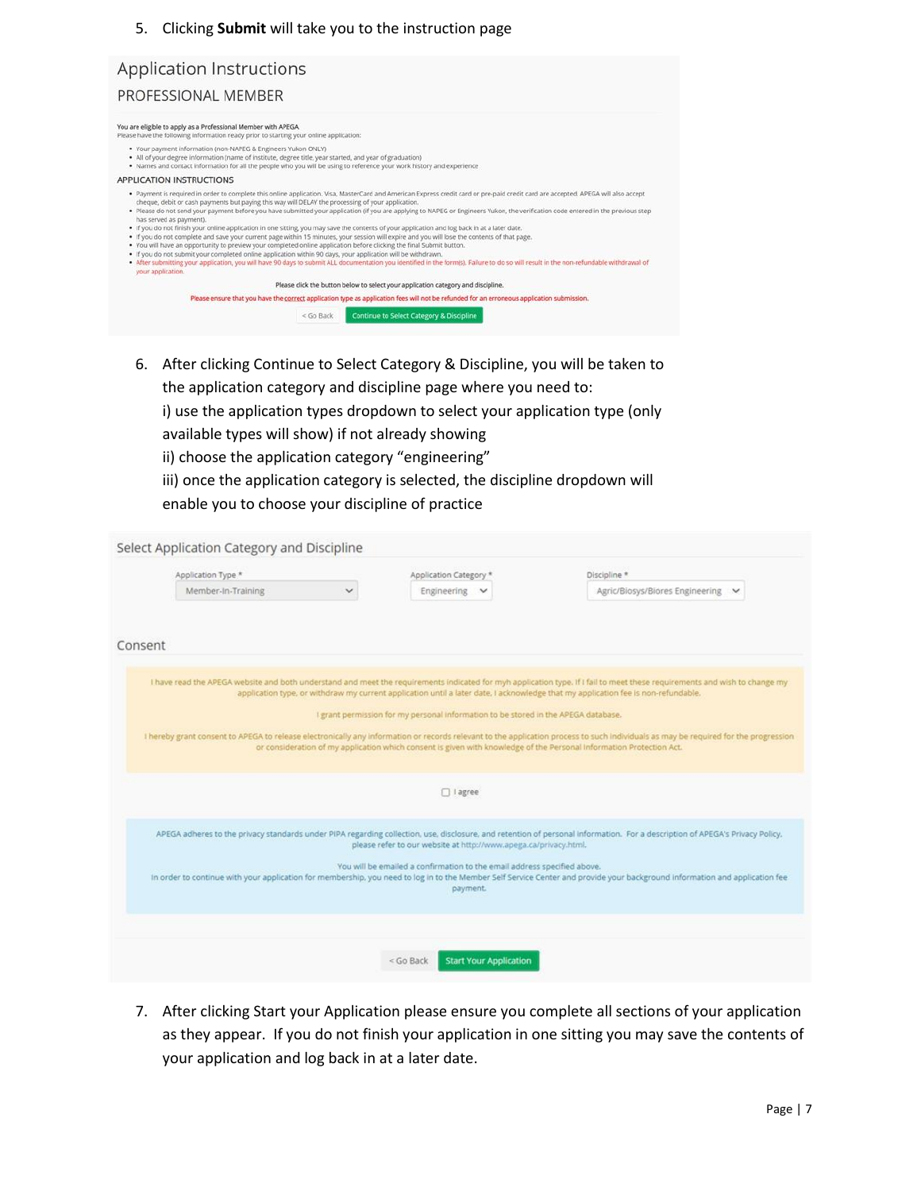5. Clicking **Submit** will take you to the instruction page

## Application Instructions

### PROFESSIONAL MEMBER

You are eligible to apply as a Professional Member with APEGA.
Please have the following information ready prior to starting your online application:

- Your payment information (non-NAPEG & Engineers Yukon ONLY)
- All of your degree information (name of institute, degree title, year started, and year of graduation)
- Names and contact information for all the people who you will be using to reference your work history and experience

APPLICATION INSTRUCTIONS

- Payment is required in order to complete this online application. Visa, MasterCard and American Express credit card or pre-paid credit card are accepted. APEGA will also accept cheque, debit or cash payments but paying this way will DELAY the processing of your application.
- Please do not send your payment before you have submitted your application (if you are applying to NAPEG or Engineers Yukon, the verification code entered in the previous step has served as payment).
- If you do not finish your online application in one sitting, you may save the contents of your application and log back in at a later date.
- If you do not complete and save your current page within 15 minutes, your session will expire and you will lose the contents of that page.
- You will have an opportunity to preview your completed online application before clicking the final Submit button.
- If you do not submit your completed online application within 90 days, your application will be withdrawn.
- After submitting your application, you will have 90 days to submit ALL documentation you identified in the form(s). Failure to do so will result in the non-refundable withdrawal of your application.

Please click the button below to select your application category and discipline.

Please ensure that you have the correct application type as application fees will not be refunded for an erroneous application submission.

< Go Back | Continue to Select Category & Discipline

6. After clicking Continue to Select Category & Discipline, you will be taken to the application category and discipline page where you need to:
   i) use the application types dropdown to select your application type (only available types will show) if not already showing
   ii) choose the application category "engineering"
   iii) once the application category is selected, the discipline dropdown will enable you to choose your discipline of practice

## Select Application Category and Discipline

| Application Type * | Application Category * | Discipline * |
|---|---|---|
| Member-In-Training | Engineering | Agric/Biosys/Biores Engineering |

## Consent

I have read the APEGA website and both understand and meet the requirements indicated for myh application type. If I fail to meet these requirements and wish to change my application type, or withdraw my current application until a later date, I acknowledge that my application fee is non-refundable.

I grant permission for my personal information to be stored in the APEGA database.

I hereby grant consent to APEGA to release electronically any information or records relevant to the application process to such individuals as may be required for the progression or consideration of my application which consent is given with knowledge of the Personal Information Protection Act.

☐ I agree

APEGA adheres to the privacy standards under PIPA regarding collection, use, disclosure, and retention of personal information. For a description of APEGA's Privacy Policy, please refer to our website at http://www.apega.ca/privacy.html.

You will be emailed a confirmation to the email address specified above.
In order to continue with your application for membership, you need to log in to the Member Self Service Center and provide your background information and application fee payment.

< Go Back | Start Your Application

7. After clicking Start your Application please ensure you complete all sections of your application as they appear. If you do not finish your application in one sitting you may save the contents of your application and log back in at a later date.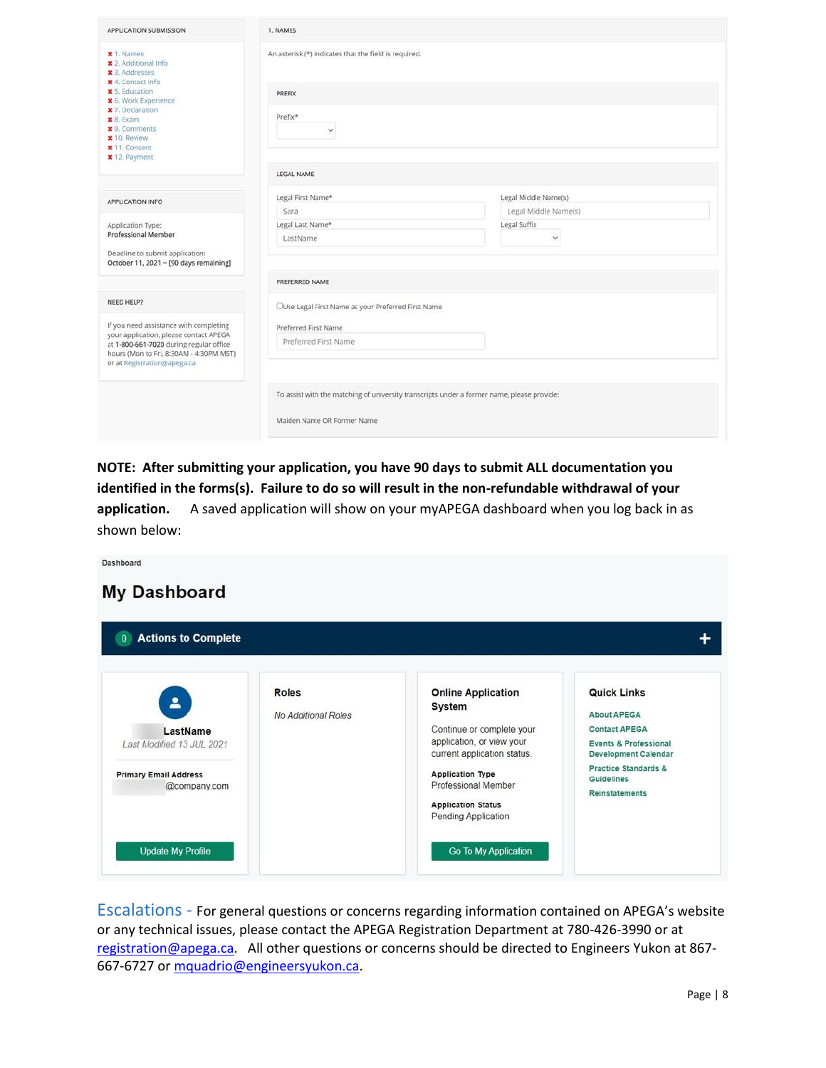APPLICATION SUBMISSION

✖ 1. Names
✖ 2. Additional Info
✖ 3. Addresses
✖ 4. Contact Info
✖ 5. Education
✖ 6. Work Experience
✖ 7. Declaration
✖ 8. Exam
✖ 9. Comments
✖ 10. Review
✖ 11. Consent
✖ 12. Payment

APPLICATION INFO

Application Type:
Professional Member

Deadline to submit application:
October 11, 2021 ~ [90 days remaining]

NEED HELP?

If you need assistance with completing your application, please contact APEGA at 1-800-661-7020 during regular office hours (Mon to Fri, 8:30AM - 4:30PM MST) or at Registration@apega.ca

1. NAMES

An asterisk (*) indicates that the field is required.

PREFIX

Prefix*

LEGAL NAME

Legal First Name* Sara
Legal Middle Name(s)
Legal Last Name* LastName
Legal Suffix

PREFERRED NAME

☐ Use Legal First Name as your Preferred First Name

Preferred First Name

To assist with the matching of university transcripts under a former name, please provide:

Maiden Name OR Former Name

**NOTE: After submitting your application, you have 90 days to submit ALL documentation you identified in the forms(s). Failure to do so will result in the non-refundable withdrawal of your application.** A saved application will show on your myAPEGA dashboard when you log back in as shown below:

Dashboard

My Dashboard

0 Actions to Complete

LastName
Last Modified 13 JUL 2021

Primary Email Address
@company.com

Update My Profile

Roles

No Additional Roles

Online Application System

Continue or complete your application, or view your current application status.

Application Type
Professional Member

Application Status
Pending Application

Go To My Application

Quick Links

About APEGA
Contact APEGA
Events & Professional Development Calendar
Practice Standards & Guidelines
Reinstatements

Escalations - For general questions or concerns regarding information contained on APEGA's website or any technical issues, please contact the APEGA Registration Department at 780-426-3990 or at registration@apega.ca. All other questions or concerns should be directed to Engineers Yukon at 867-667-6727 or mquadrio@engineersyukon.ca.